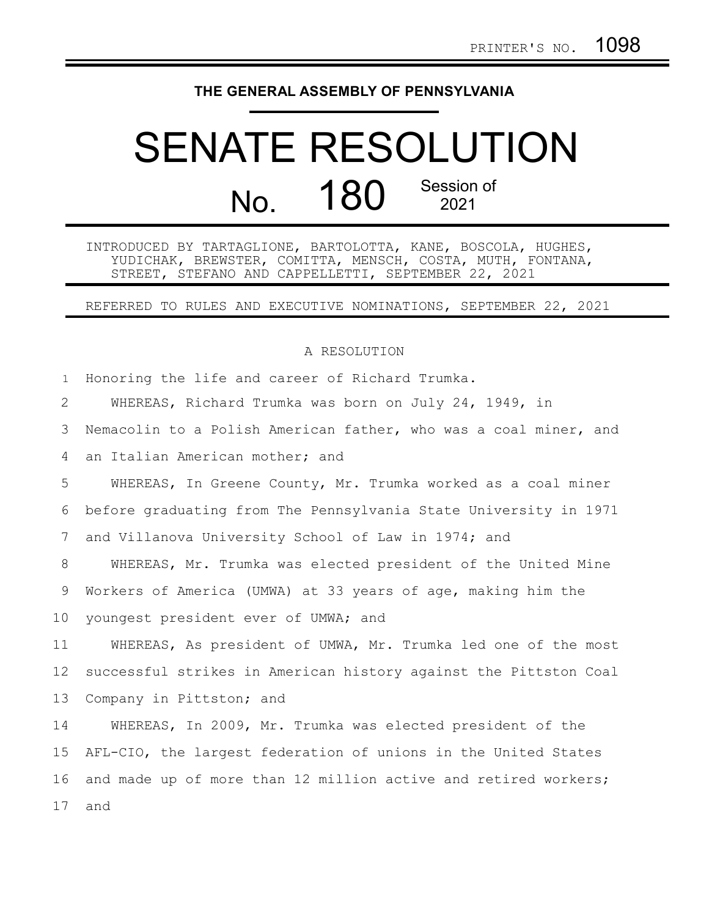PRINTER'S NO. 1098

**THE GENERAL ASSEMBLY OF PENNSYLVANIA**

# SENATE RESOLUTION

## No. 180 Session of 2021

INTRODUCED BY TARTAGLIONE, BARTOLOTTA, KANE, BOSCOLA, HUGHES, YUDICHAK, BREWSTER, COMITTA, MENSCH, COSTA, MUTH, FONTANA, STREET, STEFANO AND CAPPELLETTI, SEPTEMBER 22, 2021

REFERRED TO RULES AND EXECUTIVE NOMINATIONS, SEPTEMBER 22, 2021

A RESOLUTION

Honoring the life and career of Richard Trumka.

WHEREAS, Richard Trumka was born on July 24, 1949, in Nemacolin to a Polish American father, who was a coal miner, and an Italian American mother; and

WHEREAS, In Greene County, Mr. Trumka worked as a coal miner before graduating from The Pennsylvania State University in 1971 and Villanova University School of Law in 1974; and

WHEREAS, Mr. Trumka was elected president of the United Mine Workers of America (UMWA) at 33 years of age, making him the youngest president ever of UMWA; and

WHEREAS, As president of UMWA, Mr. Trumka led one of the most successful strikes in American history against the Pittston Coal Company in Pittston; and

WHEREAS, In 2009, Mr. Trumka was elected president of the AFL-CIO, the largest federation of unions in the United States and made up of more than 12 million active and retired workers; and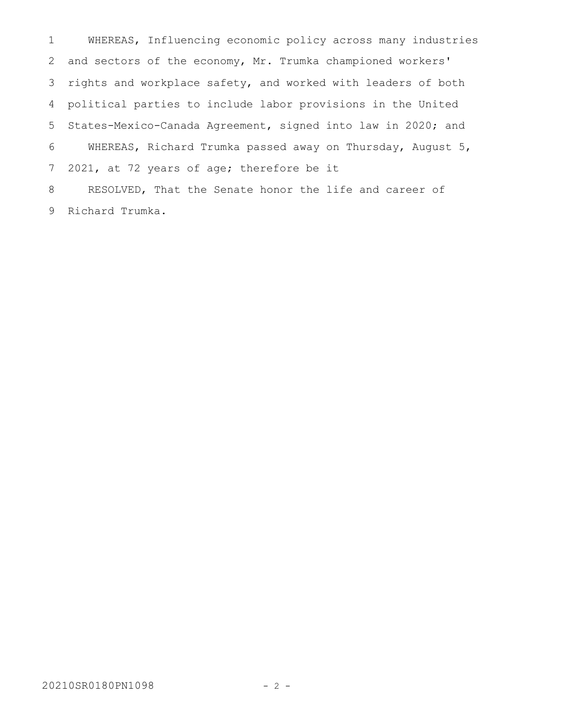WHEREAS, Influencing economic policy across many industries and sectors of the economy, Mr. Trumka championed workers' rights and workplace safety, and worked with leaders of both political parties to include labor provisions in the United States-Mexico-Canada Agreement, signed into law in 2020; and

WHEREAS, Richard Trumka passed away on Thursday, August 5, 2021, at 72 years of age; therefore be it

RESOLVED, That the Senate honor the life and career of Richard Trumka.